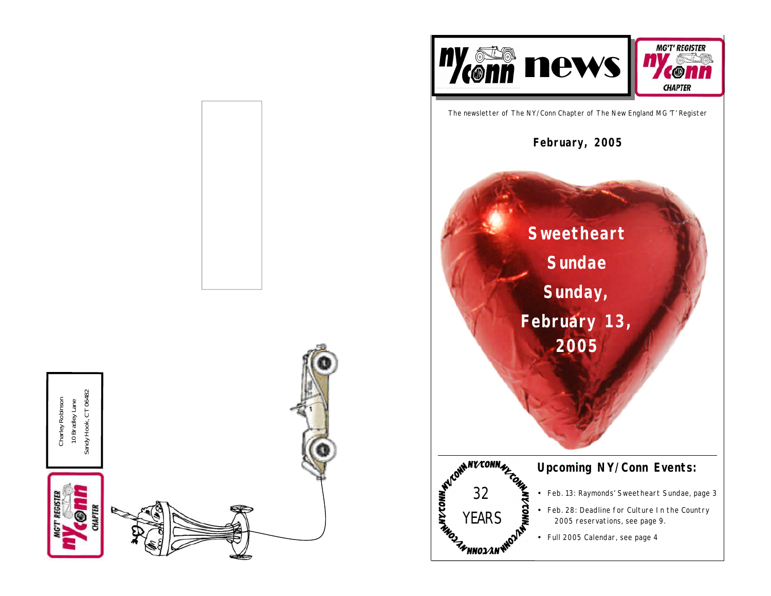Charley Robinson
10 Bradley Lane
Sandy Hook, CT 06482

# ny/conn news

The newsletter of The NY/Conn Chapter of The New England MG 'T' Register

**February, 2005**

## Sweetheart Sundae Sunday, February 13, 2005

32 YEARS

### Upcoming NY/Conn Events:

- Feb. 13: Raymonds' Sweetheart Sundae, page 3
- Feb. 28: Deadline for Culture In the Country 2005 reservations, see page 9.
- Full 2005 Calendar, see page 4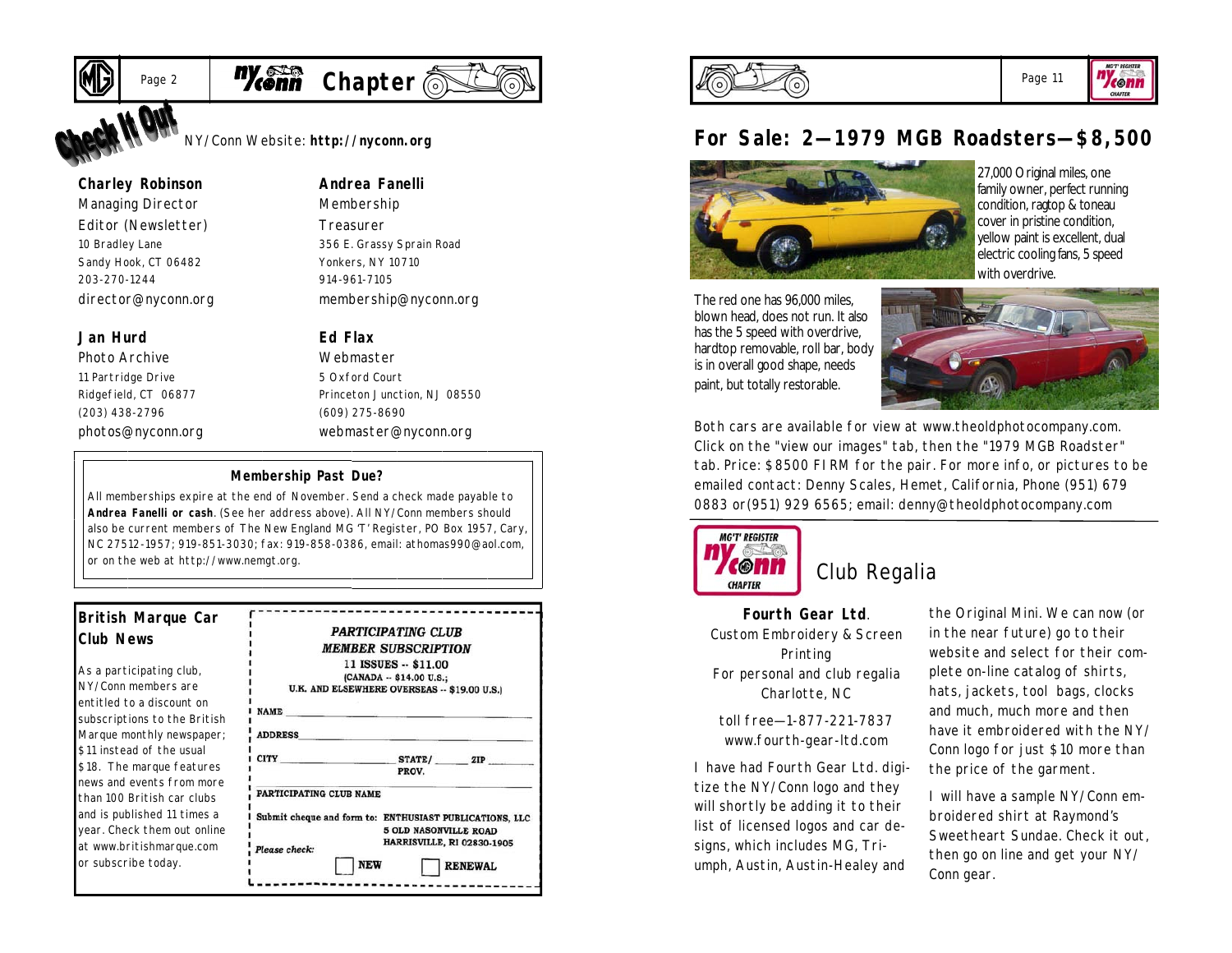## Check It Out

NY/Conn Website: **http://nyconn.org**

**Charley Robinson**
Managing Director
Editor (Newsletter)
10 Bradley Lane
Sandy Hook, CT 06482
203-270-1244
director@nyconn.org

**Andrea Fanelli**
Membership
Treasurer
356 E. Grassy Sprain Road
Yonkers, NY 10710
914-961-7105
membership@nyconn.org

**Jan Hurd**
Photo Archive
11 Partridge Drive
Ridgefield, CT 06877
(203) 438-2796
photos@nyconn.org

**Ed Flax**
Webmaster
5 Oxford Court
Princeton Junction, NJ 08550
(609) 275-8690
webmaster@nyconn.org

### Membership Past Due?

All memberships expire at the end of November. Send a check made payable to **Andrea Fanelli or cash**. (See her address above). All NY/Conn members should also be current members of The New England MG 'T' Register, PO Box 1957, Cary, NC 27512-1957; 919-851-3030; fax: 919-858-0386, email: athomas990@aol.com, or on the web at http://www.nemgt.org.

### British Marque Car Club News

As a participating club, NY/Conn members are entitled to a discount on subscriptions to the British Marque monthly newspaper; $11 instead of the usual $18. The marque features news and events from more than 100 British car clubs and is published 11 times a year. Check them out online at www.britishmarque.com or subscribe today.

*PARTICIPATING CLUB*
*MEMBER SUBSCRIPTION*
11 ISSUES -- $11.00
(CANADA -- $14.00 U.S.;
U.K. AND ELSEWHERE OVERSEAS -- $19.00 U.S.)

NAME ______________________

ADDRESS ______________________

CITY ____________ STATE/PROV. ______ ZIP ______

PARTICIPATING CLUB NAME ______________________

Submit cheque and form to: ENTHUSIAST PUBLICATIONS, LLC
5 OLD NASONVILLE ROAD
HARRISVILLE, RI 02830-1905

*Please check:* ☐ NEW ☐ RENEWAL

## For Sale: 2—1979 MGB Roadsters—$8,500

27,000 Original miles, one family owner, perfect running condition, ragtop & toneau cover in pristine condition, yellow paint is excellent, dual electric cooling fans, 5 speed with overdrive.

The red one has 96,000 miles, blown head, does not run. It also has the 5 speed with overdrive, hardtop removable, roll bar, body is in overall good shape, needs paint, but totally restorable.

Both cars are available for view at www.theoldphotocompany.com. Click on the "view our images" tab, then the "1979 MGB Roadster" tab. Price: $8500 FIRM for the pair. For more info, or pictures to be emailed contact: Denny Scales, Hemet, California, Phone (951) 679 0883 or(951) 929 6565; email: denny@theoldphotocompany.com

## Club Regalia

**Fourth Gear Ltd**.
Custom Embroidery & Screen Printing
For personal and club regalia
Charlotte, NC

toll free—1-877-221-7837
www.fourth-gear-ltd.com

I have had Fourth Gear Ltd. digitize the NY/Conn logo and they will shortly be adding it to their list of licensed logos and car designs, which includes MG, Triumph, Austin, Austin-Healey and the Original Mini. We can now (or in the near future) go to their website and select for their complete on-line catalog of shirts, hats, jackets, tool bags, clocks and much, much more and then have it embroidered with the NY/Conn logo for just $10 more than the price of the garment.

I will have a sample NY/Conn embroidered shirt at Raymond's Sweetheart Sundae. Check it out, then go on line and get your NY/Conn gear.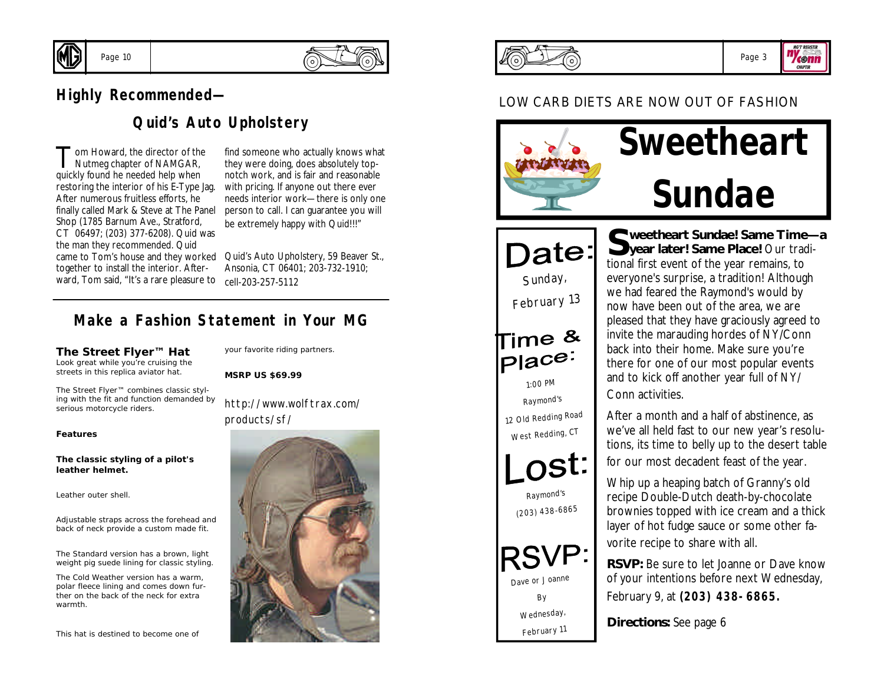## Highly Recommended—

## Quid's Auto Upholstery

Tom Howard, the director of the Nutmeg chapter of NAMGAR, quickly found he needed help when restoring the interior of his E-Type Jag. After numerous fruitless efforts, he finally called Mark & Steve at The Panel Shop (1785 Barnum Ave., Stratford, CT 06497; (203) 377-6208). Quid was the man they recommended. Quid came to Tom's house and they worked together to install the interior. Afterward, Tom said, "It's a rare pleasure to find someone who actually knows what they were doing, does absolutely top-notch work, and is fair and reasonable with pricing. If anyone out there ever needs interior work—there is only one person to call. I can guarantee you will be extremely happy with Quid!!!"

Quid's Auto Upholstery, 59 Beaver St., Ansonia, CT 06401; 203-732-1910; cell-203-257-5112

## Make a Fashion Statement in Your MG

**The Street Flyer™ Hat**
Look great while you're cruising the streets in this replica aviator hat.

The Street Flyer™ combines classic styling with the fit and function demanded by serious motorcycle riders.

**Features**

**The classic styling of a pilot's leather helmet.**

Leather outer shell.

Adjustable straps across the forehead and back of neck provide a custom made fit.

The Standard version has a brown, light weight pig suede lining for classic styling.

The Cold Weather version has a warm, polar fleece lining and comes down further on the back of the neck for extra warmth.

This hat is destined to become one of your favorite riding partners.

**MSRP US $69.99**

http://www.wolftrax.com/products/sf/

---

LOW CARB DIETS ARE NOW OUT OF FASHION

# Sweetheart Sundae

**Date:**
Sunday, February 13

**Time & Place:**
1:00 PM
Raymond's
12 Old Redding Road
West Redding, CT

**Lost:**
Raymond's
(203) 438-6865

**RSVP:**
Dave or Joanne
By
Wednesday, February 11

**Sweetheart Sundae! Same Time—a year later! Same Place!** Our traditional first event of the year remains, to everyone's surprise, a tradition! Although we had feared the Raymond's would by now have been out of the area, we are pleased that they have graciously agreed to invite the marauding hordes of NY/Conn back into their home. Make sure you're there for one of our most popular events and to kick off another year full of NY/Conn activities.

After a month and a half of abstinence, as we've all held fast to our new year's resolutions, its time to belly up to the desert table for our most decadent feast of the year.

Whip up a heaping batch of Granny's old recipe Double-Dutch death-by-chocolate brownies topped with ice cream and a thick layer of hot fudge sauce or some other favorite recipe to share with all.

**RSVP:** Be sure to let Joanne or Dave know of your intentions before next Wednesday, February 9, at **(203) 438-6865.**

**Directions:** See page 6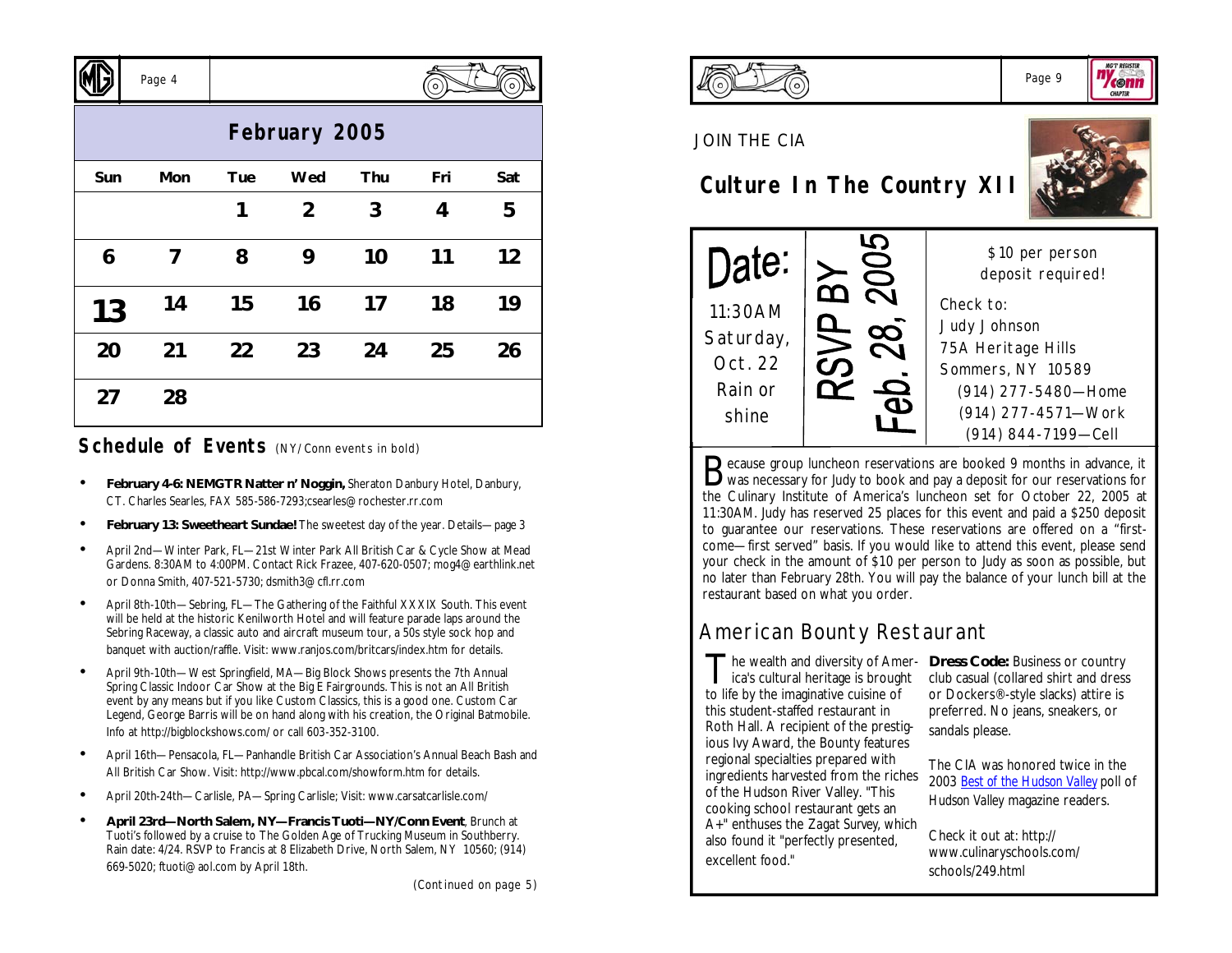## February 2005

| Sun | Mon | Tue | Wed | Thu | Fri | Sat |
|---|---|---|---|---|---|---|
| | | 1 | 2 | 3 | 4 | 5 |
| 6 | 7 | 8 | 9 | 10 | 11 | 12 |
| 13 | 14 | 15 | 16 | 17 | 18 | 19 |
| 20 | 21 | 22 | 23 | 24 | 25 | 26 |
| 27 | 28 | | | | | |

## Schedule of Events (NY/Conn events in bold)

- **February 4-6: NEMGTR Natter n' Noggin,** Sheraton Danbury Hotel, Danbury, CT. Charles Searles, FAX 585-586-7293;csearles@rochester.rr.com
- **February 13: Sweetheart Sundae!** The sweetest day of the year. Details—page 3
- April 2nd—Winter Park, FL—21st Winter Park All British Car & Cycle Show at Mead Gardens. 8:30AM to 4:00PM. Contact Rick Frazee, 407-620-0507; mog4@earthlink.net or Donna Smith, 407-521-5730; dsmith3@cfl.rr.com
- April 8th-10th—Sebring, FL—The Gathering of the Faithful XXXIX South. This event will be held at the historic Kenilworth Hotel and will feature parade laps around the Sebring Raceway, a classic auto and aircraft museum tour, a 50s style sock hop and banquet with auction/raffle. Visit: www.ranjos.com/britcars/index.htm for details.
- April 9th-10th—West Springfield, MA—Big Block Shows presents the 7th Annual Spring Classic Indoor Car Show at the Big E Fairgrounds. This is not an All British event by any means but if you like Custom Classics, this is a good one. Custom Car Legend, George Barris will be on hand along with his creation, the Original Batmobile. Info at http://bigblockshows.com/ or call 603-352-3100.
- April 16th—Pensacola, FL—Panhandle British Car Association's Annual Beach Bash and All British Car Show. Visit: http://www.pbcal.com/showform.htm for details.
- April 20th-24th—Carlisle, PA—Spring Carlisle; Visit: www.carsatcarlisle.com/
- **April 23rd—North Salem, NY—Francis Tuoti—NY/Conn Event**, Brunch at Tuoti's followed by a cruise to The Golden Age of Trucking Museum in Southberry. Rain date: 4/24. RSVP to Francis at 8 Elizabeth Drive, North Salem, NY 10560; (914) 669-5020; ftuoti@aol.com by April 18th.

(Continued on page 5)

JOIN THE CIA

## Culture In The Country XII

| Date: 11:30AM Saturday, Oct. 22 Rain or shine | RSVP BY Feb. 28, 2005 | $10 per person deposit required! Check to: Judy Johnson, 75A Heritage Hills, Sommers, NY 10589, (914) 277-5480—Home, (914) 277-4571—Work, (914) 844-7199—Cell |
|---|---|---|

Because group luncheon reservations are booked 9 months in advance, it was necessary for Judy to book and pay a deposit for our reservations for the Culinary Institute of America's luncheon set for October 22, 2005 at 11:30AM. Judy has reserved 25 places for this event and paid a $250 deposit to guarantee our reservations. These reservations are offered on a "first-come—first served" basis. If you would like to attend this event, please send your check in the amount of $10 per person to Judy as soon as possible, but no later than February 28th. You will pay the balance of your lunch bill at the restaurant based on what you order.

## American Bounty Restaurant

The wealth and diversity of America's cultural heritage is brought to life by the imaginative cuisine of this student-staffed restaurant in Roth Hall. A recipient of the prestigious Ivy Award, the Bounty features regional specialties prepared with ingredients harvested from the riches of the Hudson River Valley. "This cooking school restaurant gets an A+" enthuses the Zagat Survey, which also found it "perfectly presented, excellent food."

**Dress Code:** Business or country club casual (collared shirt and dress or Dockers®-style slacks) attire is preferred. No jeans, sneakers, or sandals please.

The CIA was honored twice in the 2003 Best of the Hudson Valley poll of Hudson Valley magazine readers.

Check it out at: http://www.culinaryschools.com/schools/249.html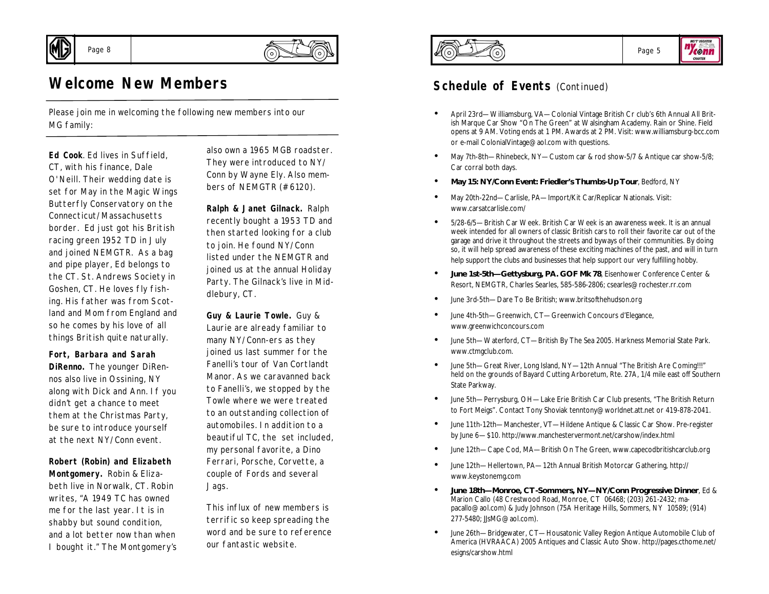# Welcome New Members

Please join me in welcoming the following new members into our MG family:

**Ed Cook**. Ed lives in Suffield, CT, with his finance, Dale O'Neill. Their wedding date is set for May in the Magic Wings Butterfly Conservatory on the Connecticut/Massachusetts border. Ed just got his British racing green 1952 TD in July and joined NEMGTR. As a bag and pipe player, Ed belongs to the CT. St. Andrews Society in Goshen, CT. He loves fly fishing. His father was from Scotland and Mom from England and so he comes by his love of all things British quite naturally.

**Fort, Barbara and Sarah DiRenno.** The younger DiRennos also live in Ossining, NY along with Dick and Ann. If you didn't get a chance to meet them at the Christmas Party, be sure to introduce yourself at the next NY/Conn event.

**Robert (Robin) and Elizabeth Montgomery.** Robin & Elizabeth live in Norwalk, CT. Robin writes, "A 1949 TC has owned me for the last year. It is in shabby but sound condition, and a lot better now than when I bought it." The Montgomery's also own a 1965 MGB roadster. They were introduced to NY/Conn by Wayne Ely. Also members of NEMGTR (#6120).

**Ralph & Janet Gilnack.** Ralph recently bought a 1953 TD and then started looking for a club to join. He found NY/Conn listed under the NEMGTR and joined us at the annual Holiday Party. The Gilnack's live in Middlebury, CT.

**Guy & Laurie Towle.** Guy & Laurie are already familiar to many NY/Conn-ers as they joined us last summer for the Fanelli's tour of Van Cortlandt Manor. As we caravanned back to Fanelli's, we stopped by the Towle where we were treated to an outstanding collection of automobiles. In addition to a beautiful TC, the set included, my personal favorite, a Dino Ferrari, Porsche, Corvette, a couple of Fords and several Jags.

This influx of new members is terrific so keep spreading the word and be sure to reference our fantastic website.

## Schedule of Events (Continued)

- April 23rd—Williamsburg, VA—Colonial Vintage British Cr club's 6th Annual All British Marque Car Show "On The Green" at Walsingham Academy. Rain or Shine. Field opens at 9 AM. Voting ends at 1 PM. Awards at 2 PM. Visit: www.williamsburg-bcc.com or e-mail ColonialVintage@aol.com with questions.
- May 7th-8th—Rhinebeck, NY—Custom car & rod show-5/7 & Antique car show-5/8; Car corral both days.
- **May 15: NY/Conn Event: Friedler's Thumbs-Up Tour**, Bedford, NY
- May 20th-22nd—Carlisle, PA—Import/Kit Car/Replicar Nationals. Visit: www.carsatcarlisle.com/
- 5/28-6/5—British Car Week. British Car Week is an awareness week. It is an annual week intended for all owners of classic British cars to roll their favorite car out of the garage and drive it throughout the streets and byways of their communities. By doing so, it will help spread awareness of these exciting machines of the past, and will in turn help support the clubs and businesses that help support our very fulfilling hobby.
- **June 1st-5th—Gettysburg, PA. GOF Mk 78**, Eisenhower Conference Center & Resort, NEMGTR, Charles Searles, 585-586-2806; csearles@rochester.rr.com
- June 3rd-5th—Dare To Be British; www.britsofthehudson.org
- June 4th-5th—Greenwich, CT—Greenwich Concours d'Elegance, www.greenwichconcours.com
- June 5th—Waterford, CT—British By The Sea 2005. Harkness Memorial State Park. www.ctmgclub.com.
- June 5th—Great River, Long Island, NY—12th Annual "The British Are Coming!!!" held on the grounds of Bayard Cutting Arboretum, Rte. 27A, 1/4 mile east off Southern State Parkway.
- June 5th—Perrysburg, OH—Lake Erie British Car Club presents, "The British Return to Fort Meigs". Contact Tony Shoviak tenntony@worldnet.att.net or 419-878-2041.
- June 11th-12th—Manchester, VT—Hildene Antique & Classic Car Show. Pre-register by June 6—$10. http://www.manchestervermont.net/carshow/index.html
- June 12th—Cape Cod, MA—British On The Green, www.capecodbritishcarclub.org
- June 12th—Hellertown, PA—12th Annual British Motorcar Gathering, http://www.keystonemg.com
- **June 18th—Monroe, CT-Sommers, NY—NY/Conn Progressive Dinner**, Ed & Marion Callo (48 Crestwood Road, Monroe, CT 06468; (203) 261-2432; mapacallo@aol.com) & Judy Johnson (75A Heritage Hills, Sommers, NY 10589; (914) 277-5480; JJsMG@aol.com).
- June 26th—Bridgewater, CT—Housatonic Valley Region Antique Automobile Club of America (HVRAACA) 2005 Antiques and Classic Auto Show. http://pages.cthome.net/esigns/carshow.html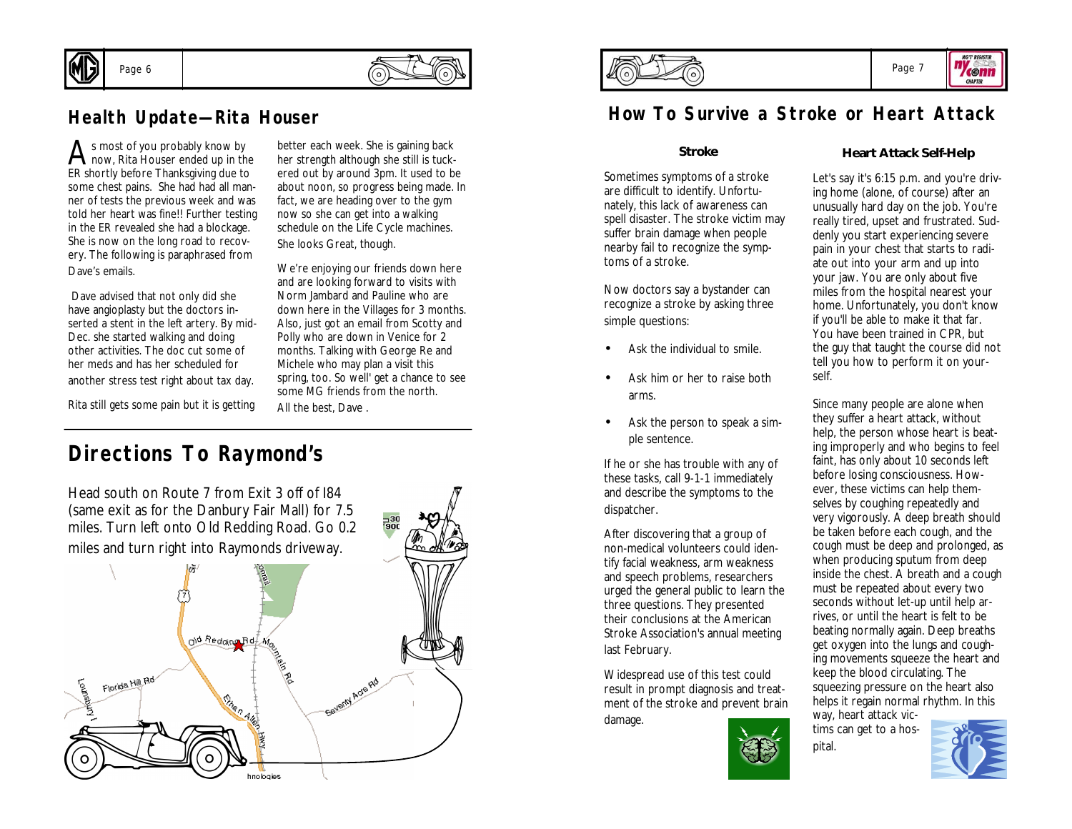## Health Update—Rita Houser

As most of you probably know by now, Rita Houser ended up in the ER shortly before Thanksgiving due to some chest pains. She had had all manner of tests the previous week and was told her heart was fine!! Further testing in the ER revealed she had a blockage. She is now on the long road to recovery. The following is paraphrased from Dave's emails.

Dave advised that not only did she have angioplasty but the doctors inserted a stent in the left artery. By mid-Dec. she started walking and doing other activities. The doc cut some of her meds and has her scheduled for another stress test right about tax day.

Rita still gets some pain but it is getting better each week. She is gaining back her strength although she still is tuckered out by around 3pm. It used to be about noon, so progress being made. In fact, we are heading over to the gym now so she can get into a walking schedule on the Life Cycle machines. She looks Great, though.

We're enjoying our friends down here and are looking forward to visits with Norm Jambard and Pauline who are down here in the Villages for 3 months. Also, just got an email from Scotty and Polly who are down in Venice for 2 months. Talking with George Re and Michele who may plan a visit this spring, too. So well' get a chance to see some MG friends from the north.

All the best, Dave .

## Directions To Raymond's

Head south on Route 7 from Exit 3 off of I84 (same exit as for the Danbury Fair Mall) for 7.5 miles. Turn left onto Old Redding Road. Go 0.2 miles and turn right into Raymonds driveway.

Old Redding Rd

Mountain Rd

Florida Hill Rd

Seventy Acre Rd

Ethan Allen Hwy

## How To Survive a Stroke or Heart Attack

### Stroke

Sometimes symptoms of a stroke are difficult to identify. Unfortunately, this lack of awareness can spell disaster. The stroke victim may suffer brain damage when people nearby fail to recognize the symptoms of a stroke.

Now doctors say a bystander can recognize a stroke by asking three simple questions:

- Ask the individual to smile.
- Ask him or her to raise both arms.
- Ask the person to speak a simple sentence.

If he or she has trouble with any of these tasks, call 9-1-1 immediately and describe the symptoms to the dispatcher.

After discovering that a group of non-medical volunteers could identify facial weakness, arm weakness and speech problems, researchers urged the general public to learn the three questions. They presented their conclusions at the American Stroke Association's annual meeting last February.

Widespread use of this test could result in prompt diagnosis and treatment of the stroke and prevent brain damage.

### Heart Attack Self-Help

Let's say it's 6:15 p.m. and you're driving home (alone, of course) after an unusually hard day on the job. You're really tired, upset and frustrated. Suddenly you start experiencing severe pain in your chest that starts to radiate out into your arm and up into your jaw. You are only about five miles from the hospital nearest your home. Unfortunately, you don't know if you'll be able to make it that far. You have been trained in CPR, but the guy that taught the course did not tell you how to perform it on yourself.

Since many people are alone when they suffer a heart attack, without help, the person whose heart is beating improperly and who begins to feel faint, has only about 10 seconds left before losing consciousness. However, these victims can help themselves by coughing repeatedly and very vigorously. A deep breath should be taken before each cough, and the cough must be deep and prolonged, as when producing sputum from deep inside the chest. A breath and a cough must be repeated about every two seconds without let-up until help arrives, or until the heart is felt to be beating normally again. Deep breaths get oxygen into the lungs and coughing movements squeeze the heart and keep the blood circulating. The squeezing pressure on the heart also helps it regain normal rhythm. In this way, heart attack victims can get to a hospital.